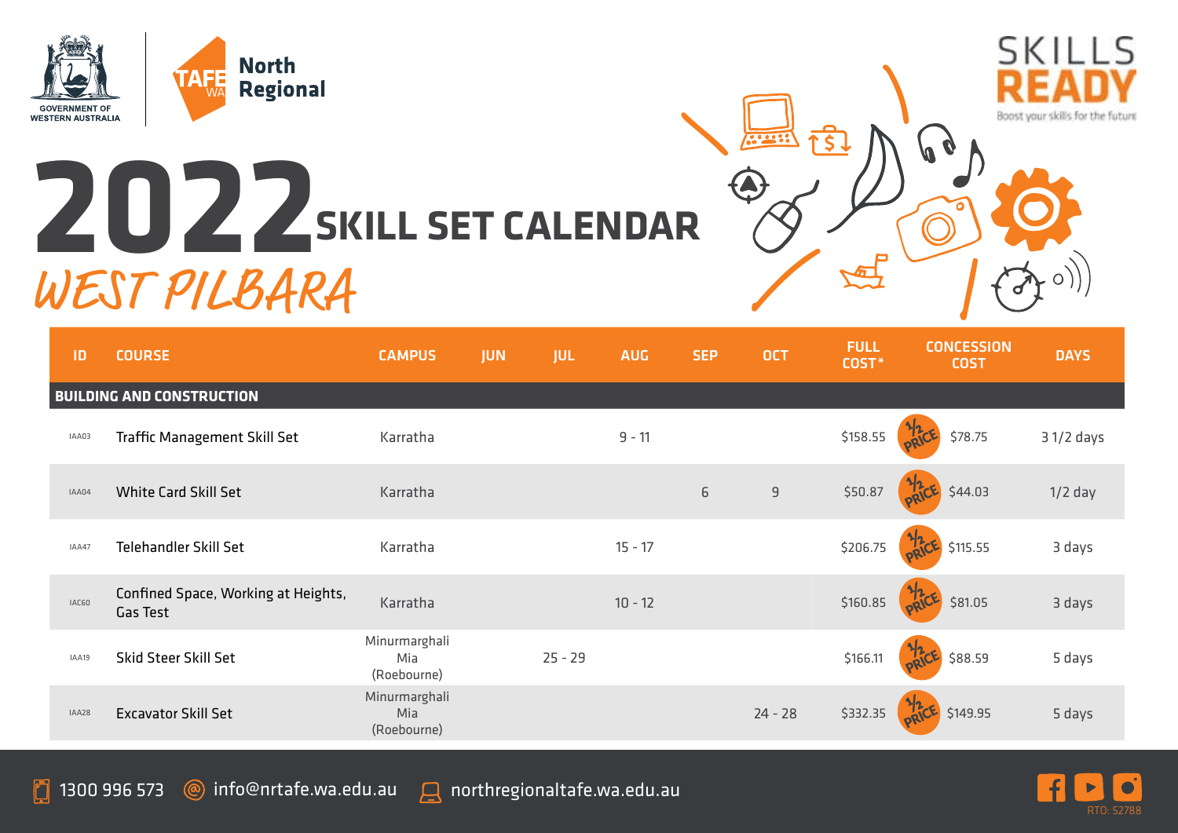GOVERNMENT OF WESTERN AUSTRALIA

TAFE WA North Regional

SKILLS READY
Boost your skills for the future

# 2022 SKILL SET CALENDAR

## WEST PILBARA

| ID | COURSE | CAMPUS | JUN | JUL | AUG | SEP | OCT | FULL COST* | CONCESSION COST | DAYS |
|---|---|---|---|---|---|---|---|---|---|---|
| **BUILDING AND CONSTRUCTION** | | | | | | | | | | |
| IAA03 | Traffic Management Skill Set | Karratha | | | 9 - 11 | | | $158.55 | ½ PRICE $78.75 | 3 1/2 days |
| IAA04 | White Card Skill Set | Karratha | | | | 6 | 9 | $50.87 | ½ PRICE $44.03 | 1/2 day |
| IAA47 | Telehandler Skill Set | Karratha | | | 15 - 17 | | | $206.75 | ½ PRICE $115.55 | 3 days |
| IAC60 | Confined Space, Working at Heights, Gas Test | Karratha | | | 10 - 12 | | | $160.85 | ½ PRICE $81.05 | 3 days |
| IAA19 | Skid Steer Skill Set | Minurmarghali Mia (Roebourne) | | 25 - 29 | | | | $166.11 | ½ PRICE $88.59 | 5 days |
| IAA28 | Excavator Skill Set | Minurmarghali Mia (Roebourne) | | | | | 24 - 28 | $332.35 | ½ PRICE $149.95 | 5 days |

1300 996 573 | info@nrtafe.wa.edu.au | northregionaltafe.wa.edu.au

RTO: 52788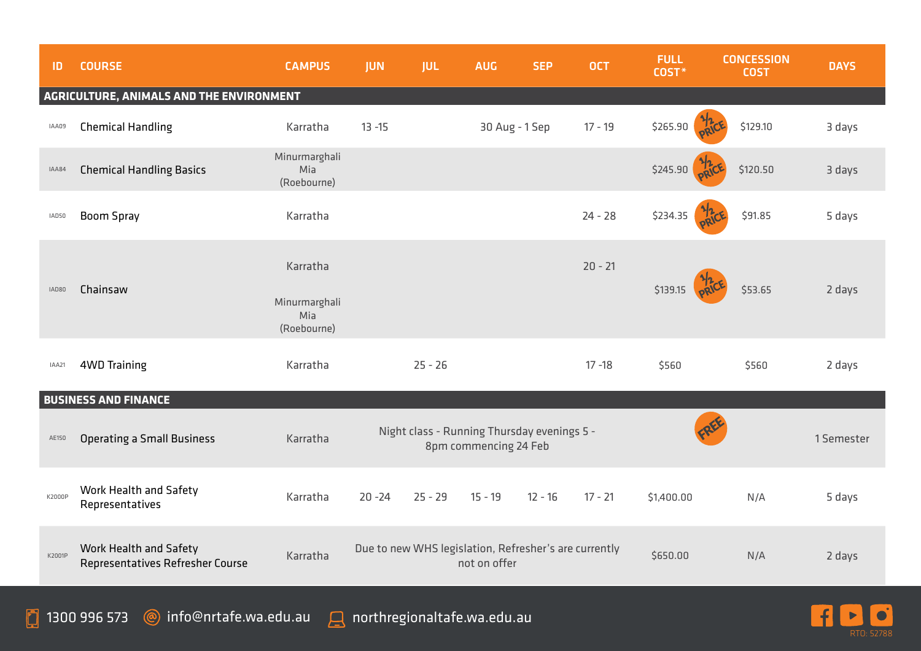| ID | COURSE | CAMPUS | JUN | JUL | AUG | SEP | OCT | FULL COST* | CONCESSION COST | DAYS |
|---|---|---|---|---|---|---|---|---|---|---|
| **AGRICULTURE, ANIMALS AND THE ENVIRONMENT** | | | | | | | | | | |
| IAA09 | Chemical Handling | Karratha | 13 -15 | | 30 Aug - 1 Sep | | 17 - 19 | $265.90 ½ PRICE | $129.10 | 3 days |
| IAA84 | Chemical Handling Basics | Minurmarghali Mia (Roebourne) | | | | | | $245.90 ½ PRICE | $120.50 | 3 days |
| IAD50 | Boom Spray | Karratha | | | | | 24 - 28 | $234.35 ½ PRICE | $91.85 | 5 days |
| IAD80 | Chainsaw | Karratha<br>Minurmarghali Mia (Roebourne) | | | | | 20 - 21 | $139.15 ½ PRICE | $53.65 | 2 days |
| IAA21 | 4WD Training | Karratha | | 25 - 26 | | | 17 -18 | $560 | $560 | 2 days |
| **BUSINESS AND FINANCE** | | | | | | | | | | |
| AE150 | Operating a Small Business | Karratha | Night class - Running Thursday evenings 5 - 8pm commencing 24 Feb | | | | | FREE | | 1 Semester |
| K2000P | Work Health and Safety Representatives | Karratha | 20 -24 | 25 - 29 | 15 - 19 | 12 - 16 | 17 - 21 | $1,400.00 | N/A | 5 days |
| K2001P | Work Health and Safety Representatives Refresher Course | Karratha | Due to new WHS legislation, Refresher's are currently not on offer | | | | | $650.00 | N/A | 2 days |

1300 996 573 info@nrtafe.wa.edu.au northregionaltafe.wa.edu.au

RTO: 52788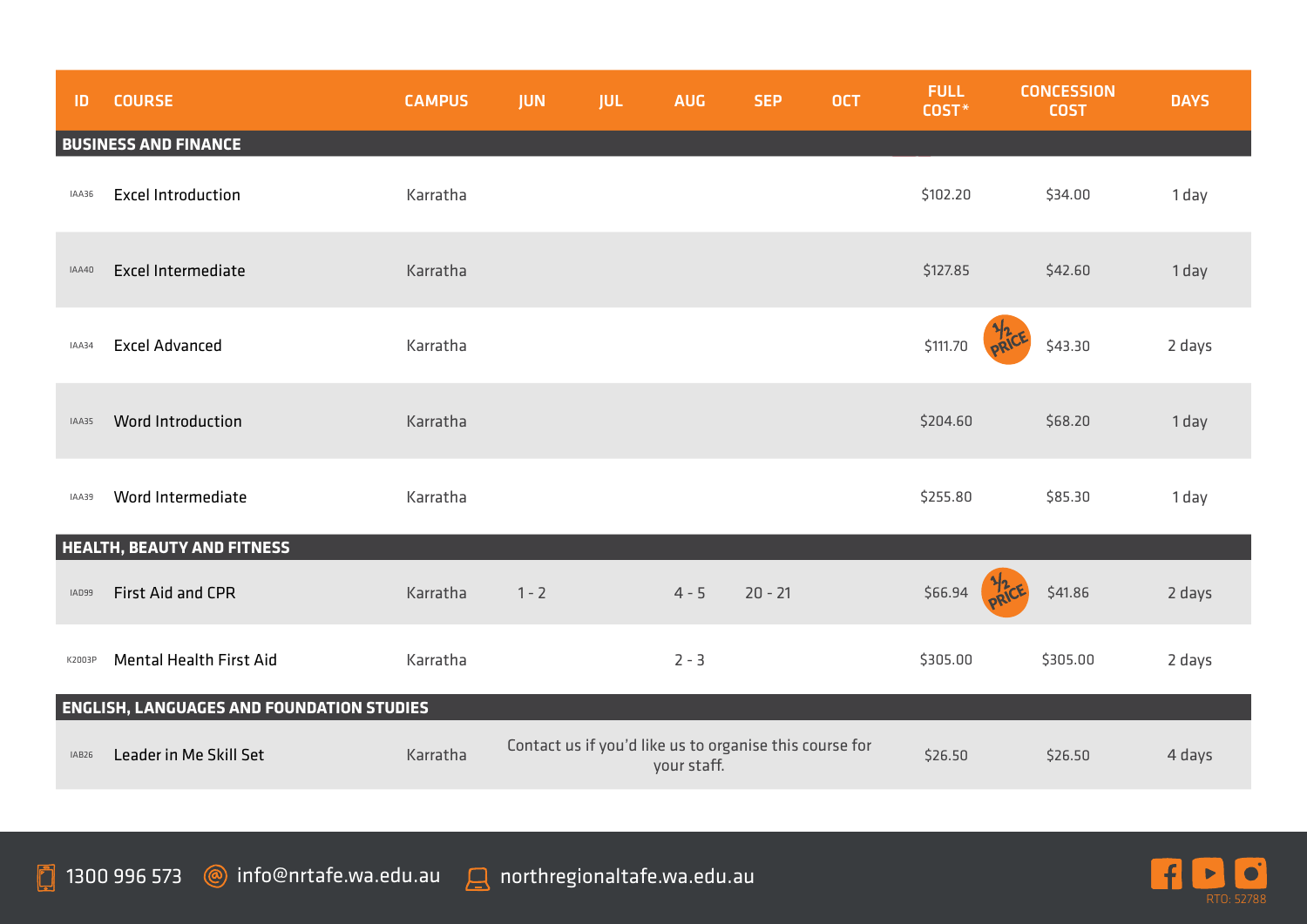| ID | COURSE | CAMPUS | JUN | JUL | AUG | SEP | OCT | FULL COST* | CONCESSION COST | DAYS |
|---|---|---|---|---|---|---|---|---|---|---|
| **BUSINESS AND FINANCE** | | | | | | | | | | |
| IAA36 | Excel Introduction | Karratha | | | | | | $102.20 | $34.00 | 1 day |
| IAA40 | Excel Intermediate | Karratha | | | | | | $127.85 | $42.60 | 1 day |
| IAA34 | Excel Advanced | Karratha | | | | | | $111.70 | ½ PRICE $43.30 | 2 days |
| IAA35 | Word Introduction | Karratha | | | | | | $204.60 | $68.20 | 1 day |
| IAA39 | Word Intermediate | Karratha | | | | | | $255.80 | $85.30 | 1 day |
| **HEALTH, BEAUTY AND FITNESS** | | | | | | | | | | |
| IAD99 | First Aid and CPR | Karratha | 1 - 2 | | 4 - 5 | 20 - 21 | | $66.94 | ½ PRICE $41.86 | 2 days |
| K2003P | Mental Health First Aid | Karratha | | | 2 - 3 | | | $305.00 | $305.00 | 2 days |
| **ENGLISH, LANGUAGES AND FOUNDATION STUDIES** | | | | | | | | | | |
| IAB26 | Leader in Me Skill Set | Karratha | Contact us if you'd like us to organise this course for your staff. | | | | | $26.50 | $26.50 | 4 days |

1300 996 573 info@nrtafe.wa.edu.au northregionaltafe.wa.edu.au

RTO: 52788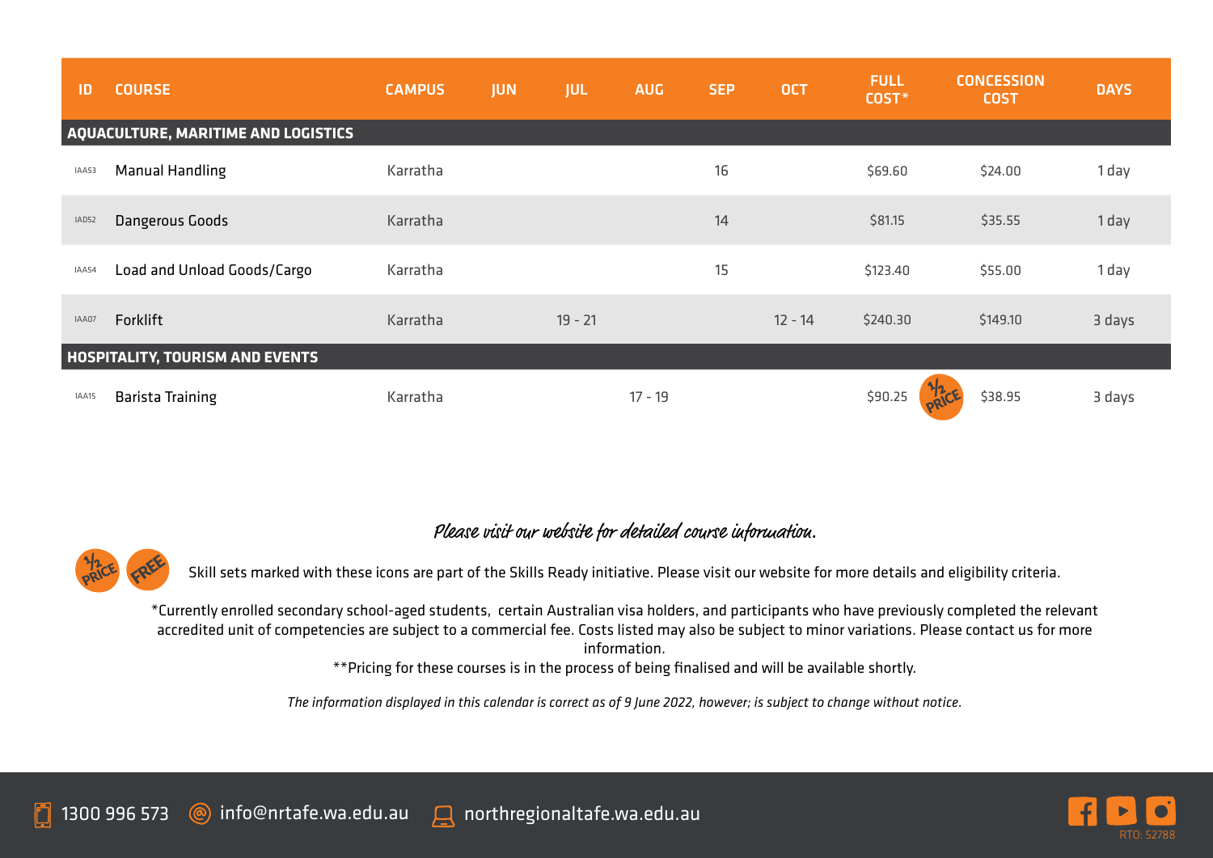| ID | COURSE | CAMPUS | JUN | JUL | AUG | SEP | OCT | FULL COST* | CONCESSION COST | DAYS |
|---|---|---|---|---|---|---|---|---|---|---|
| **AQUACULTURE, MARITIME AND LOGISTICS** | | | | | | | | | | |
| IAA53 | Manual Handling | Karratha | | | | 16 | | $69.60 | $24.00 | 1 day |
| IAD52 | Dangerous Goods | Karratha | | | | 14 | | $81.15 | $35.55 | 1 day |
| IAA54 | Load and Unload Goods/Cargo | Karratha | | | | 15 | | $123.40 | $55.00 | 1 day |
| IAA07 | Forklift | Karratha | | 19 - 21 | | | 12 - 14 | $240.30 | $149.10 | 3 days |
| **HOSPITALITY, TOURISM AND EVENTS** | | | | | | | | | | |
| IAA15 | Barista Training | Karratha | | | 17 - 19 | | | $90.25 ½ PRICE | $38.95 | 3 days |

*Please visit our website for detailed course information.*

½ PRICE FREE Skill sets marked with these icons are part of the Skills Ready initiative. Please visit our website for more details and eligibility criteria.

*Currently enrolled secondary school-aged students, certain Australian visa holders, and participants who have previously completed the relevant accredited unit of competencies are subject to a commercial fee. Costs listed may also be subject to minor variations. Please contact us for more information.

**Pricing for these courses is in the process of being finalised and will be available shortly.

*The information displayed in this calendar is correct as of 9 June 2022, however; is subject to change without notice.*

1300 996 573 info@nrtafe.wa.edu.au northregionaltafe.wa.edu.au

RTO: 52788